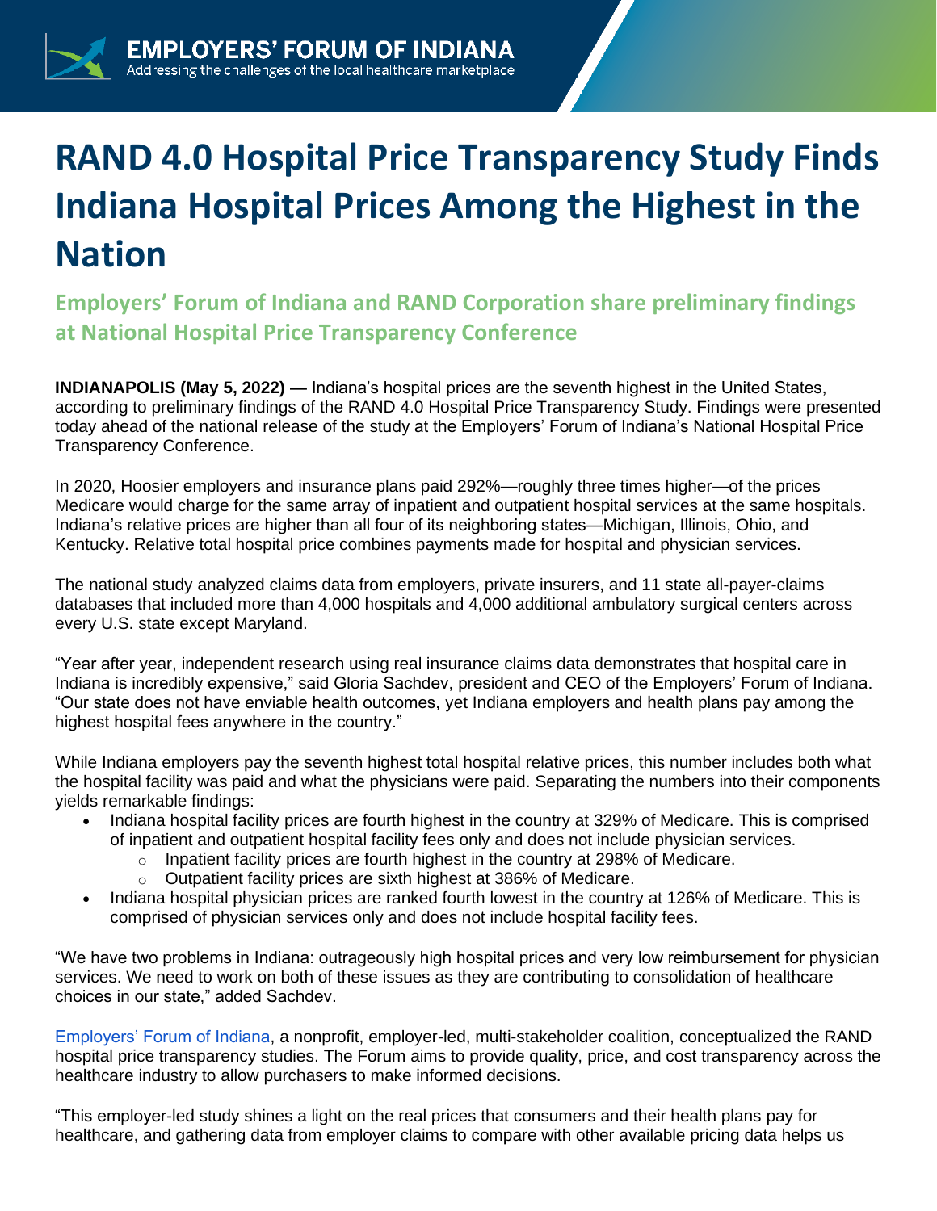**EMPLOYERS' FORUM OF INDIANA**
Addressing the challenges of the local healthcare marketplace

# RAND 4.0 Hospital Price Transparency Study Finds Indiana Hospital Prices Among the Highest in the Nation

## Employers' Forum of Indiana and RAND Corporation share preliminary findings at National Hospital Price Transparency Conference

**INDIANAPOLIS (May 5, 2022) —** Indiana's hospital prices are the seventh highest in the United States, according to preliminary findings of the RAND 4.0 Hospital Price Transparency Study. Findings were presented today ahead of the national release of the study at the Employers' Forum of Indiana's National Hospital Price Transparency Conference.

In 2020, Hoosier employers and insurance plans paid 292%—roughly three times higher—of the prices Medicare would charge for the same array of inpatient and outpatient hospital services at the same hospitals. Indiana's relative prices are higher than all four of its neighboring states—Michigan, Illinois, Ohio, and Kentucky. Relative total hospital price combines payments made for hospital and physician services.

The national study analyzed claims data from employers, private insurers, and 11 state all-payer-claims databases that included more than 4,000 hospitals and 4,000 additional ambulatory surgical centers across every U.S. state except Maryland.

"Year after year, independent research using real insurance claims data demonstrates that hospital care in Indiana is incredibly expensive," said Gloria Sachdev, president and CEO of the Employers' Forum of Indiana. "Our state does not have enviable health outcomes, yet Indiana employers and health plans pay among the highest hospital fees anywhere in the country."

While Indiana employers pay the seventh highest total hospital relative prices, this number includes both what the hospital facility was paid and what the physicians were paid. Separating the numbers into their components yields remarkable findings:

- Indiana hospital facility prices are fourth highest in the country at 329% of Medicare. This is comprised of inpatient and outpatient hospital facility fees only and does not include physician services.
  - Inpatient facility prices are fourth highest in the country at 298% of Medicare.
  - Outpatient facility prices are sixth highest at 386% of Medicare.
- Indiana hospital physician prices are ranked fourth lowest in the country at 126% of Medicare. This is comprised of physician services only and does not include hospital facility fees.

"We have two problems in Indiana: outrageously high hospital prices and very low reimbursement for physician services. We need to work on both of these issues as they are contributing to consolidation of healthcare choices in our state," added Sachdev.

Employers' Forum of Indiana, a nonprofit, employer-led, multi-stakeholder coalition, conceptualized the RAND hospital price transparency studies. The Forum aims to provide quality, price, and cost transparency across the healthcare industry to allow purchasers to make informed decisions.

"This employer-led study shines a light on the real prices that consumers and their health plans pay for healthcare, and gathering data from employer claims to compare with other available pricing data helps us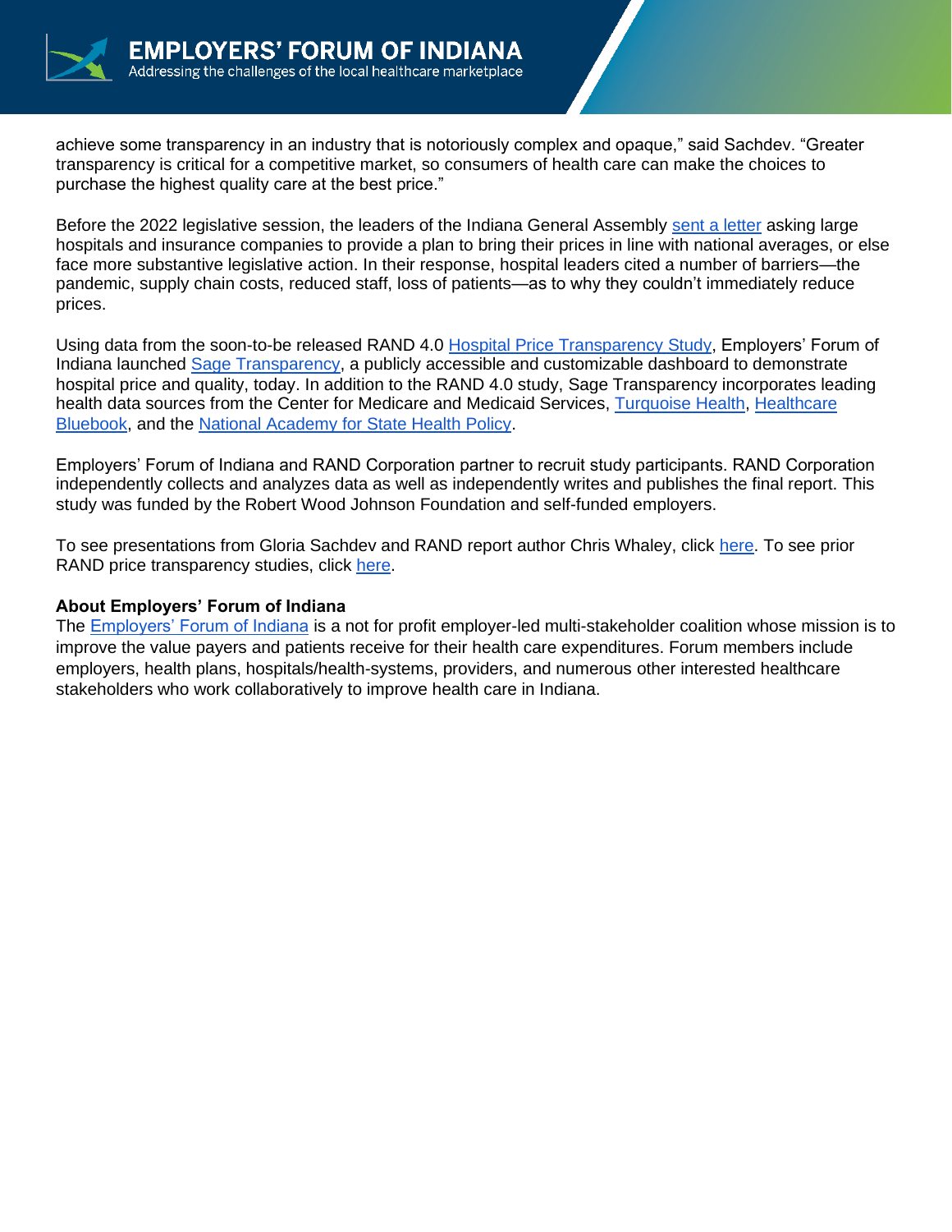achieve some transparency in an industry that is notoriously complex and opaque," said Sachdev. "Greater transparency is critical for a competitive market, so consumers of health care can make the choices to purchase the highest quality care at the best price."

Before the 2022 legislative session, the leaders of the Indiana General Assembly sent a letter asking large hospitals and insurance companies to provide a plan to bring their prices in line with national averages, or else face more substantive legislative action. In their response, hospital leaders cited a number of barriers—the pandemic, supply chain costs, reduced staff, loss of patients—as to why they couldn't immediately reduce prices.

Using data from the soon-to-be released RAND 4.0 Hospital Price Transparency Study, Employers' Forum of Indiana launched Sage Transparency, a publicly accessible and customizable dashboard to demonstrate hospital price and quality, today. In addition to the RAND 4.0 study, Sage Transparency incorporates leading health data sources from the Center for Medicare and Medicaid Services, Turquoise Health, Healthcare Bluebook, and the National Academy for State Health Policy.

Employers' Forum of Indiana and RAND Corporation partner to recruit study participants. RAND Corporation independently collects and analyzes data as well as independently writes and publishes the final report. This study was funded by the Robert Wood Johnson Foundation and self-funded employers.

To see presentations from Gloria Sachdev and RAND report author Chris Whaley, click here. To see prior RAND price transparency studies, click here.

**About Employers' Forum of Indiana**

The Employers' Forum of Indiana is a not for profit employer-led multi-stakeholder coalition whose mission is to improve the value payers and patients receive for their health care expenditures. Forum members include employers, health plans, hospitals/health-systems, providers, and numerous other interested healthcare stakeholders who work collaboratively to improve health care in Indiana.